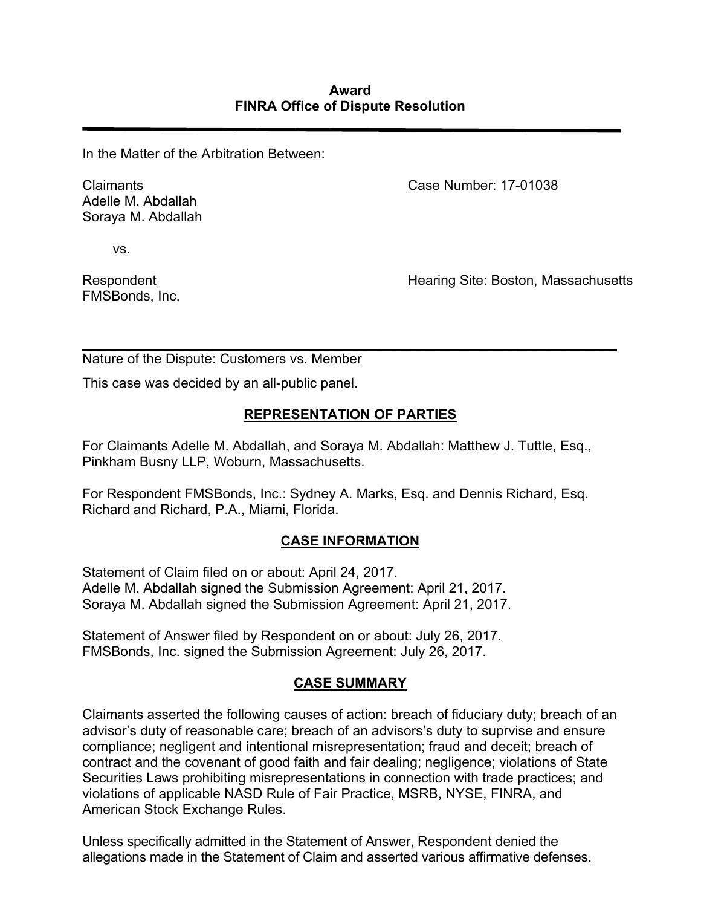**Award**
**FINRA Office of Dispute Resolution**

---

In the Matter of the Arbitration Between:

Claimants
Adelle M. Abdallah
Soraya M. Abdallah

Case Number: 17-01038

vs.

Respondent
FMSBonds, Inc.

Hearing Site: Boston, Massachusetts

---

Nature of the Dispute: Customers vs. Member

This case was decided by an all-public panel.

## REPRESENTATION OF PARTIES

For Claimants Adelle M. Abdallah, and Soraya M. Abdallah: Matthew J. Tuttle, Esq., Pinkham Busny LLP, Woburn, Massachusetts.

For Respondent FMSBonds, Inc.: Sydney A. Marks, Esq. and Dennis Richard, Esq. Richard and Richard, P.A., Miami, Florida.

## CASE INFORMATION

Statement of Claim filed on or about: April 24, 2017.
Adelle M. Abdallah signed the Submission Agreement: April 21, 2017.
Soraya M. Abdallah signed the Submission Agreement: April 21, 2017.

Statement of Answer filed by Respondent on or about: July 26, 2017.
FMSBonds, Inc. signed the Submission Agreement: July 26, 2017.

## CASE SUMMARY

Claimants asserted the following causes of action: breach of fiduciary duty; breach of an advisor's duty of reasonable care; breach of an advisors's duty to suprvise and ensure compliance; negligent and intentional misrepresentation; fraud and deceit; breach of contract and the covenant of good faith and fair dealing; negligence; violations of State Securities Laws prohibiting misrepresentations in connection with trade practices; and violations of applicable NASD Rule of Fair Practice, MSRB, NYSE, FINRA, and American Stock Exchange Rules.

Unless specifically admitted in the Statement of Answer, Respondent denied the allegations made in the Statement of Claim and asserted various affirmative defenses.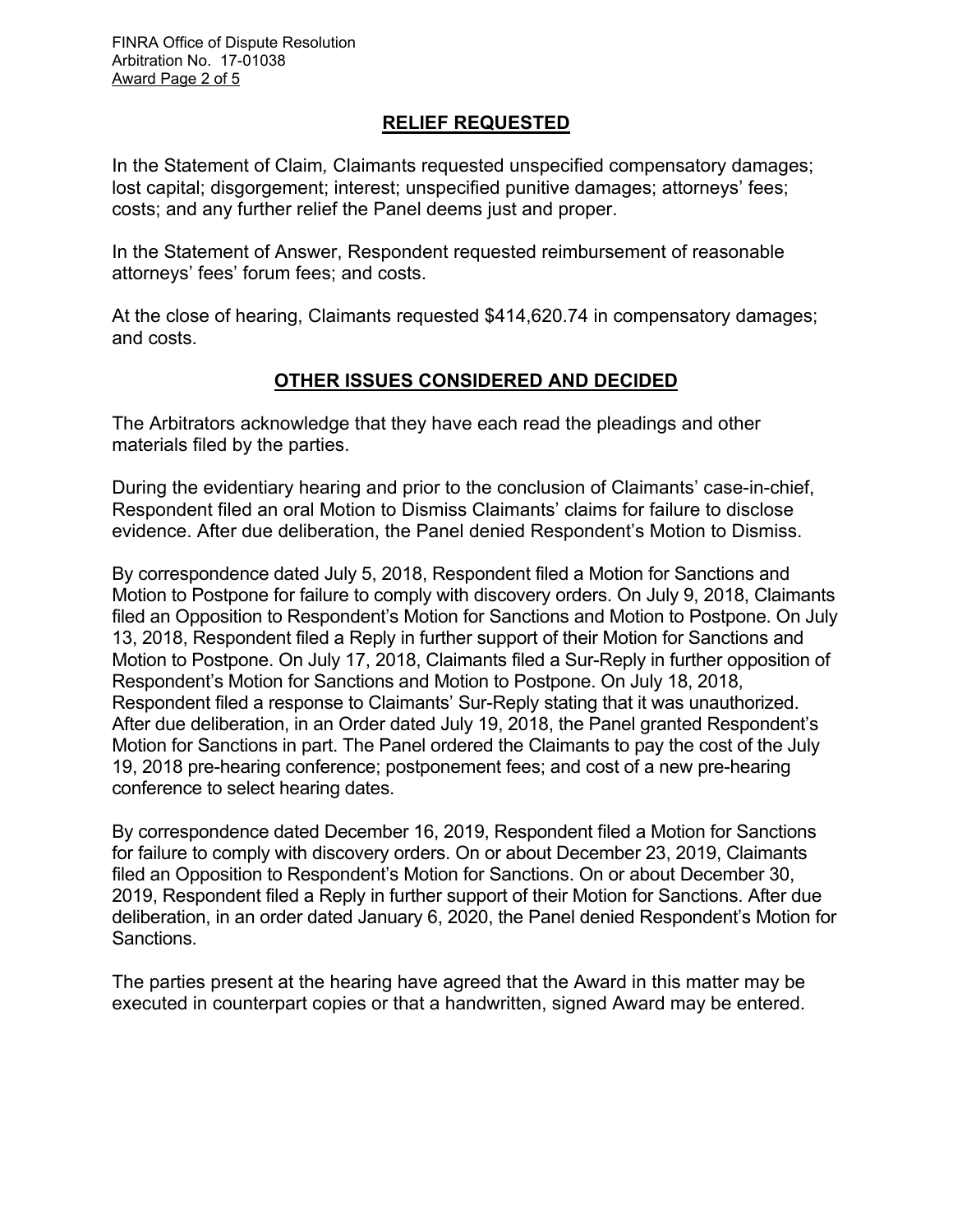## RELIEF REQUESTED

In the Statement of Claim, Claimants requested unspecified compensatory damages; lost capital; disgorgement; interest; unspecified punitive damages; attorneys' fees; costs; and any further relief the Panel deems just and proper.

In the Statement of Answer, Respondent requested reimbursement of reasonable attorneys' fees' forum fees; and costs.

At the close of hearing, Claimants requested $414,620.74 in compensatory damages; and costs.

## OTHER ISSUES CONSIDERED AND DECIDED

The Arbitrators acknowledge that they have each read the pleadings and other materials filed by the parties.

During the evidentiary hearing and prior to the conclusion of Claimants' case-in-chief, Respondent filed an oral Motion to Dismiss Claimants' claims for failure to disclose evidence. After due deliberation, the Panel denied Respondent's Motion to Dismiss.

By correspondence dated July 5, 2018, Respondent filed a Motion for Sanctions and Motion to Postpone for failure to comply with discovery orders. On July 9, 2018, Claimants filed an Opposition to Respondent's Motion for Sanctions and Motion to Postpone. On July 13, 2018, Respondent filed a Reply in further support of their Motion for Sanctions and Motion to Postpone. On July 17, 2018, Claimants filed a Sur-Reply in further opposition of Respondent's Motion for Sanctions and Motion to Postpone. On July 18, 2018, Respondent filed a response to Claimants' Sur-Reply stating that it was unauthorized. After due deliberation, in an Order dated July 19, 2018, the Panel granted Respondent's Motion for Sanctions in part. The Panel ordered the Claimants to pay the cost of the July 19, 2018 pre-hearing conference; postponement fees; and cost of a new pre-hearing conference to select hearing dates.

By correspondence dated December 16, 2019, Respondent filed a Motion for Sanctions for failure to comply with discovery orders. On or about December 23, 2019, Claimants filed an Opposition to Respondent's Motion for Sanctions. On or about December 30, 2019, Respondent filed a Reply in further support of their Motion for Sanctions. After due deliberation, in an order dated January 6, 2020, the Panel denied Respondent's Motion for Sanctions.

The parties present at the hearing have agreed that the Award in this matter may be executed in counterpart copies or that a handwritten, signed Award may be entered.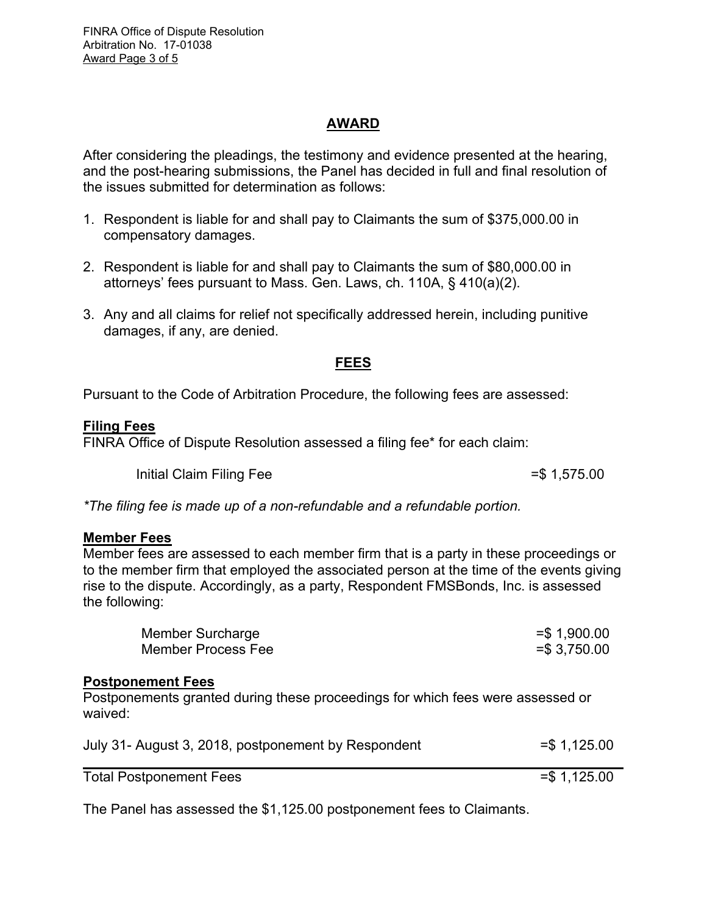## AWARD

After considering the pleadings, the testimony and evidence presented at the hearing, and the post-hearing submissions, the Panel has decided in full and final resolution of the issues submitted for determination as follows:

1. Respondent is liable for and shall pay to Claimants the sum of $375,000.00 in compensatory damages.

2. Respondent is liable for and shall pay to Claimants the sum of $80,000.00 in attorneys' fees pursuant to Mass. Gen. Laws, ch. 110A, § 410(a)(2).

3. Any and all claims for relief not specifically addressed herein, including punitive damages, if any, are denied.

## FEES

Pursuant to the Code of Arbitration Procedure, the following fees are assessed:

**Filing Fees**
FINRA Office of Dispute Resolution assessed a filing fee* for each claim:

| | |
|---|---|
| Initial Claim Filing Fee | =$ 1,575.00 |

*\*The filing fee is made up of a non-refundable and a refundable portion.*

**Member Fees**
Member fees are assessed to each member firm that is a party in these proceedings or to the member firm that employed the associated person at the time of the events giving rise to the dispute. Accordingly, as a party, Respondent FMSBonds, Inc. is assessed the following:

| | |
|---|---|
| Member Surcharge | =$ 1,900.00 |
| Member Process Fee | =$ 3,750.00 |

**Postponement Fees**
Postponements granted during these proceedings for which fees were assessed or waived:

| | |
|---|---|
| July 31- August 3, 2018, postponement by Respondent | =$ 1,125.00 |
| Total Postponement Fees | =$ 1,125.00 |

The Panel has assessed the $1,125.00 postponement fees to Claimants.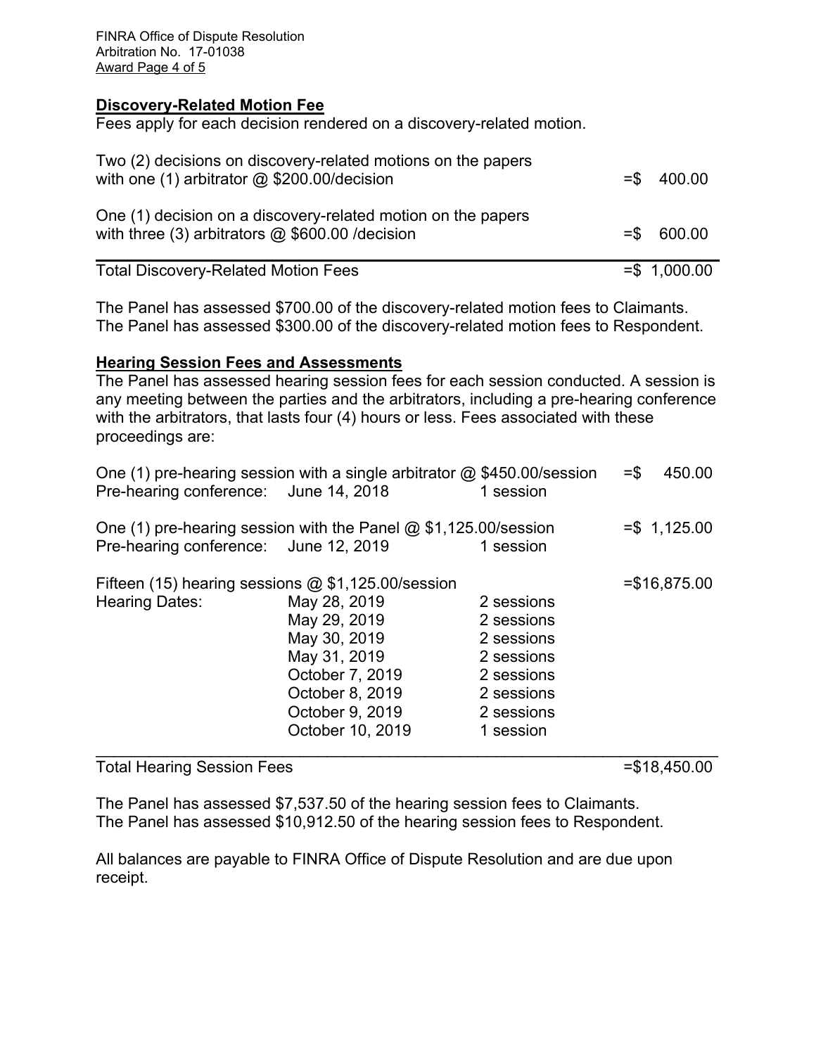**Discovery-Related Motion Fee**

Fees apply for each decision rendered on a discovery-related motion.

| | |
|---|---|
| Two (2) decisions on discovery-related motions on the papers with one (1) arbitrator @ $200.00/decision | =$ 400.00 |
| One (1) decision on a discovery-related motion on the papers with three (3) arbitrators @ $600.00 /decision | =$ 600.00 |
| Total Discovery-Related Motion Fees | =$ 1,000.00 |

The Panel has assessed $700.00 of the discovery-related motion fees to Claimants.
The Panel has assessed $300.00 of the discovery-related motion fees to Respondent.

**Hearing Session Fees and Assessments**

The Panel has assessed hearing session fees for each session conducted. A session is any meeting between the parties and the arbitrators, including a pre-hearing conference with the arbitrators, that lasts four (4) hours or less. Fees associated with these proceedings are:

| | | | |
|---|---|---|---|
| One (1) pre-hearing session with a single arbitrator @ $450.00/session | | | =$ 450.00 |
| Pre-hearing conference: | June 14, 2018 | 1 session | |
| One (1) pre-hearing session with the Panel @ $1,125.00/session | | | =$ 1,125.00 |
| Pre-hearing conference: | June 12, 2019 | 1 session | |
| Fifteen (15) hearing sessions @ $1,125.00/session | | | =$16,875.00 |
| Hearing Dates: | May 28, 2019 | 2 sessions | |
| | May 29, 2019 | 2 sessions | |
| | May 30, 2019 | 2 sessions | |
| | May 31, 2019 | 2 sessions | |
| | October 7, 2019 | 2 sessions | |
| | October 8, 2019 | 2 sessions | |
| | October 9, 2019 | 2 sessions | |
| | October 10, 2019 | 1 session | |
| Total Hearing Session Fees | | | =$18,450.00 |

The Panel has assessed $7,537.50 of the hearing session fees to Claimants.
The Panel has assessed $10,912.50 of the hearing session fees to Respondent.

All balances are payable to FINRA Office of Dispute Resolution and are due upon receipt.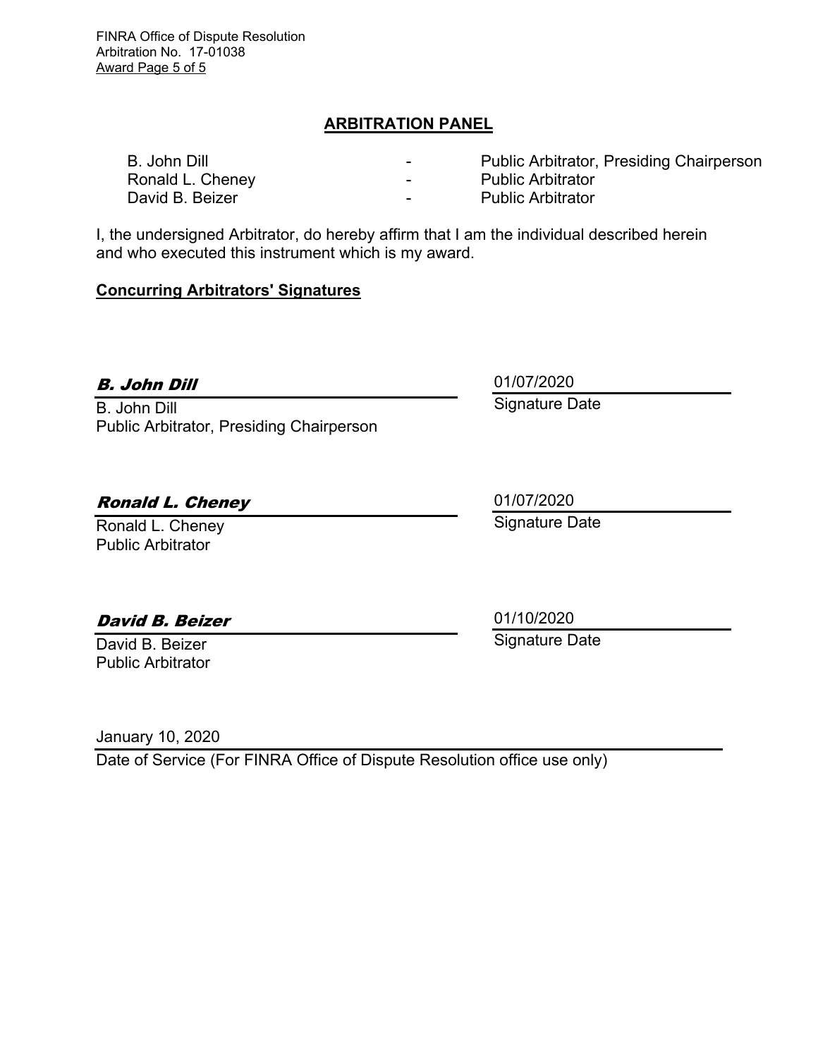## ARBITRATION PANEL

| | | |
|---|---|---|
| B. John Dill | - | Public Arbitrator, Presiding Chairperson |
| Ronald L. Cheney | - | Public Arbitrator |
| David B. Beizer | - | Public Arbitrator |

I, the undersigned Arbitrator, do hereby affirm that I am the individual described herein and who executed this instrument which is my award.

**Concurring Arbitrators' Signatures**

*B. John Dill*
B. John Dill
Public Arbitrator, Presiding Chairperson

01/07/2020
Signature Date

*Ronald L. Cheney*
Ronald L. Cheney
Public Arbitrator

01/07/2020
Signature Date

*David B. Beizer*
David B. Beizer
Public Arbitrator

01/10/2020
Signature Date

January 10, 2020
Date of Service (For FINRA Office of Dispute Resolution office use only)